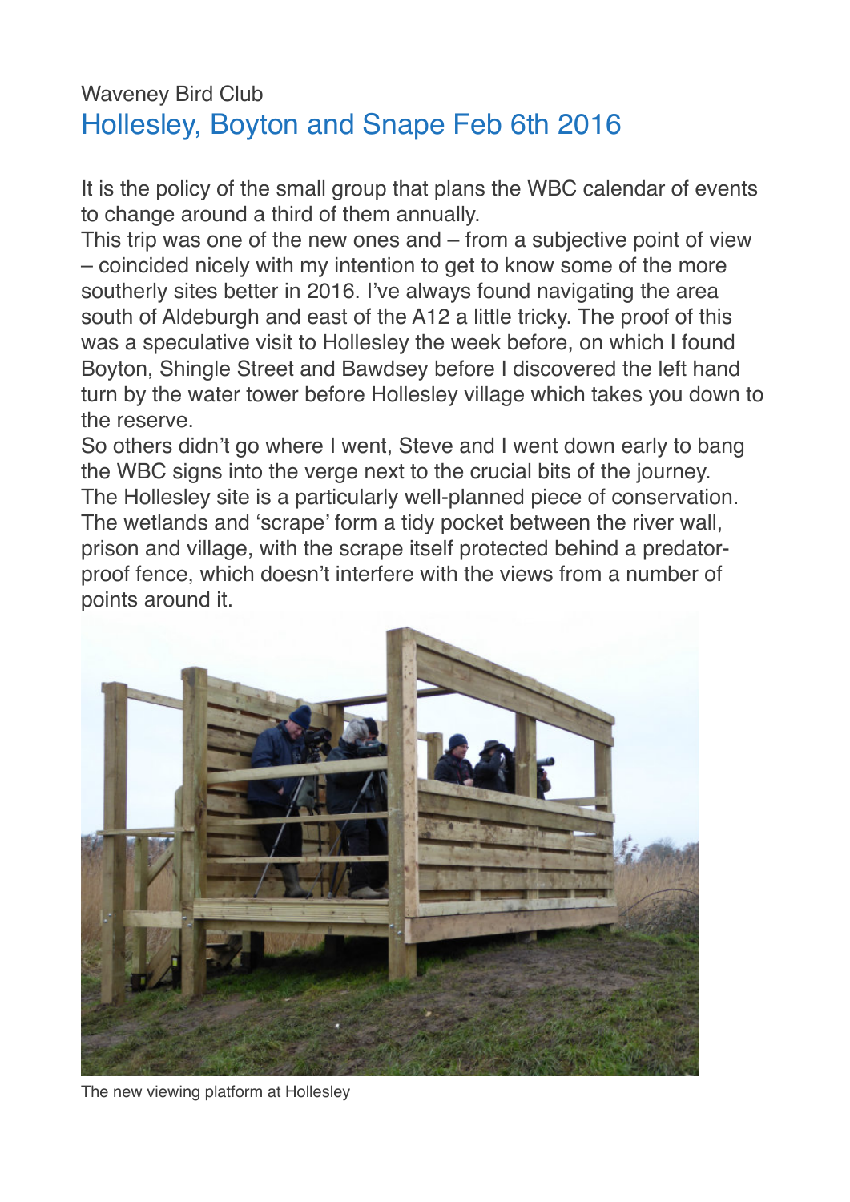Waveney Bird Club

# Hollesley, Boyton and Snape Feb 6th 2016

It is the policy of the small group that plans the WBC calendar of events to change around a third of them annually.
This trip was one of the new ones and – from a subjective point of view – coincided nicely with my intention to get to know some of the more southerly sites better in 2016. I've always found navigating the area south of Aldeburgh and east of the A12 a little tricky. The proof of this was a speculative visit to Hollesley the week before, on which I found Boyton, Shingle Street and Bawdsey before I discovered the left hand turn by the water tower before Hollesley village which takes you down to the reserve.
So others didn't go where I went, Steve and I went down early to bang the WBC signs into the verge next to the crucial bits of the journey.
The Hollesley site is a particularly well-planned piece of conservation. The wetlands and 'scrape' form a tidy pocket between the river wall, prison and village, with the scrape itself protected behind a predator-proof fence, which doesn't interfere with the views from a number of points around it.

The new viewing platform at Hollesley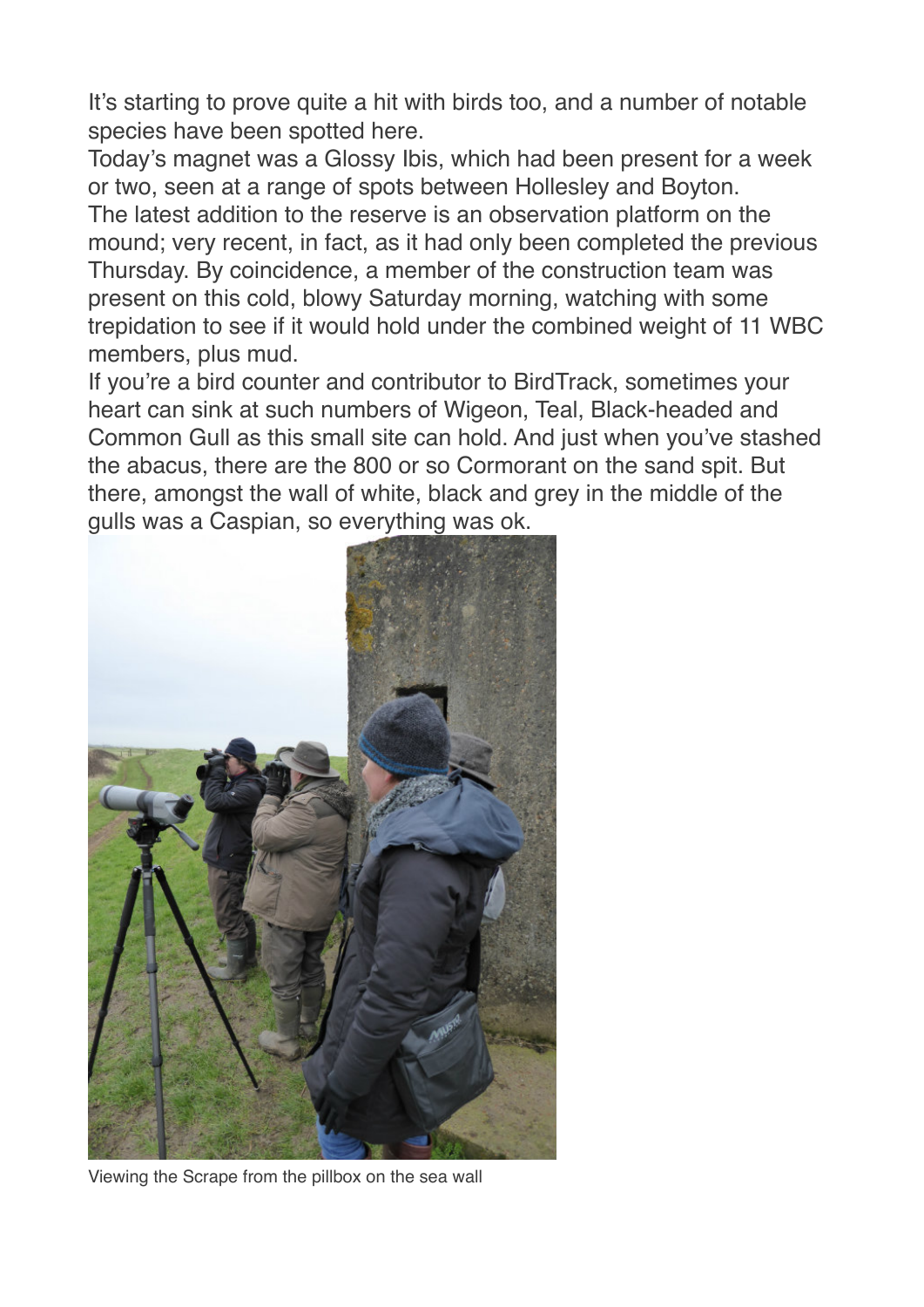It's starting to prove quite a hit with birds too, and a number of notable species have been spotted here.

Today's magnet was a Glossy Ibis, which had been present for a week or two, seen at a range of spots between Hollesley and Boyton.

The latest addition to the reserve is an observation platform on the mound; very recent, in fact, as it had only been completed the previous Thursday. By coincidence, a member of the construction team was present on this cold, blowy Saturday morning, watching with some trepidation to see if it would hold under the combined weight of 11 WBC members, plus mud.

If you're a bird counter and contributor to BirdTrack, sometimes your heart can sink at such numbers of Wigeon, Teal, Black-headed and Common Gull as this small site can hold. And just when you've stashed the abacus, there are the 800 or so Cormorant on the sand spit. But there, amongst the wall of white, black and grey in the middle of the gulls was a Caspian, so everything was ok.

Viewing the Scrape from the pillbox on the sea wall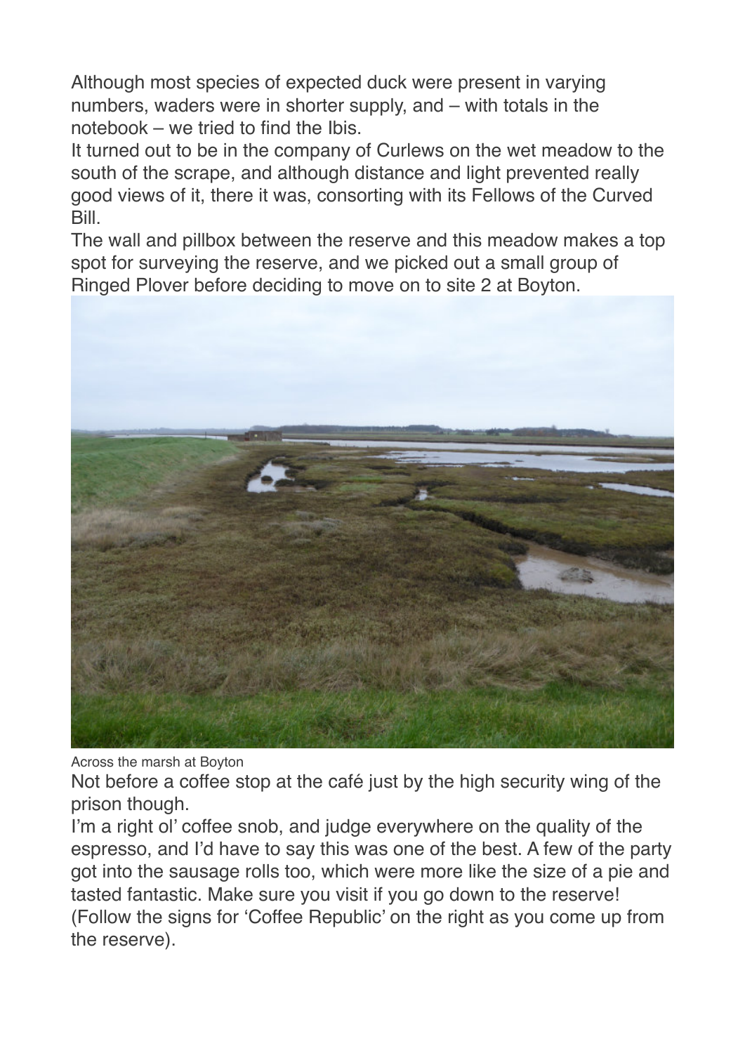Although most species of expected duck were present in varying numbers, waders were in shorter supply, and – with totals in the notebook – we tried to find the Ibis.

It turned out to be in the company of Curlews on the wet meadow to the south of the scrape, and although distance and light prevented really good views of it, there it was, consorting with its Fellows of the Curved Bill.

The wall and pillbox between the reserve and this meadow makes a top spot for surveying the reserve, and we picked out a small group of Ringed Plover before deciding to move on to site 2 at Boyton.

Across the marsh at Boyton

Not before a coffee stop at the café just by the high security wing of the prison though.

I'm a right ol' coffee snob, and judge everywhere on the quality of the espresso, and I'd have to say this was one of the best. A few of the party got into the sausage rolls too, which were more like the size of a pie and tasted fantastic. Make sure you visit if you go down to the reserve! (Follow the signs for 'Coffee Republic' on the right as you come up from the reserve).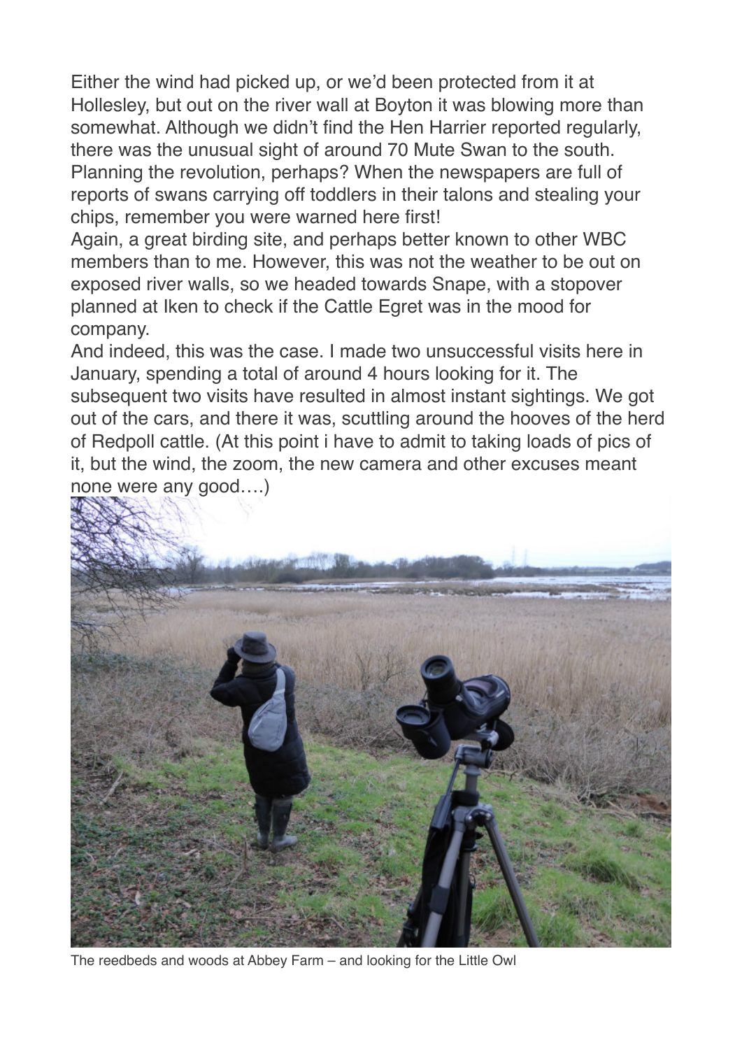Either the wind had picked up, or we'd been protected from it at Hollesley, but out on the river wall at Boyton it was blowing more than somewhat. Although we didn't find the Hen Harrier reported regularly, there was the unusual sight of around 70 Mute Swan to the south. Planning the revolution, perhaps? When the newspapers are full of reports of swans carrying off toddlers in their talons and stealing your chips, remember you were warned here first!

Again, a great birding site, and perhaps better known to other WBC members than to me. However, this was not the weather to be out on exposed river walls, so we headed towards Snape, with a stopover planned at Iken to check if the Cattle Egret was in the mood for company.

And indeed, this was the case. I made two unsuccessful visits here in January, spending a total of around 4 hours looking for it. The subsequent two visits have resulted in almost instant sightings. We got out of the cars, and there it was, scuttling around the hooves of the herd of Redpoll cattle. (At this point i have to admit to taking loads of pics of it, but the wind, the zoom, the new camera and other excuses meant none were any good….)

The reedbeds and woods at Abbey Farm – and looking for the Little Owl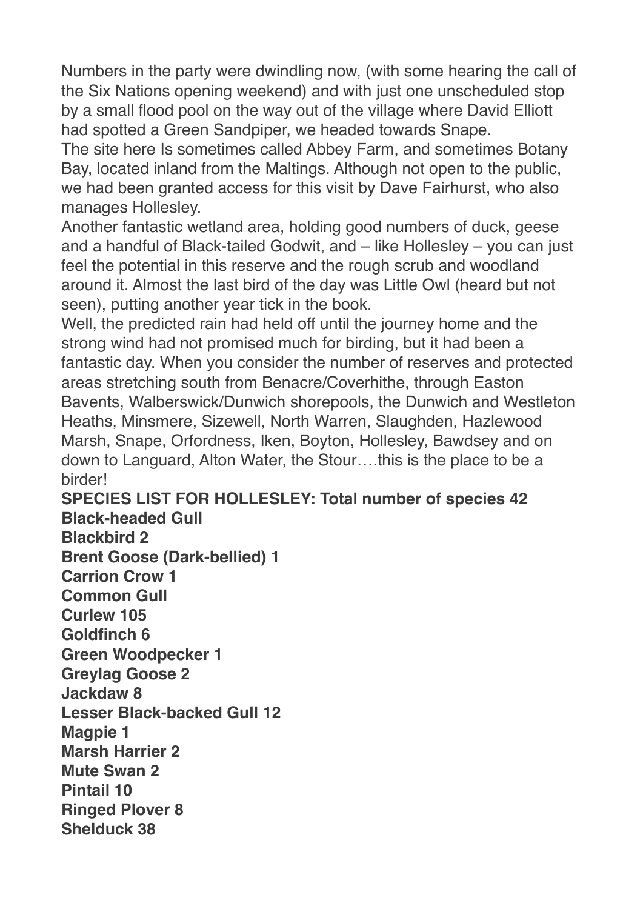Numbers in the party were dwindling now, (with some hearing the call of the Six Nations opening weekend) and with just one unscheduled stop by a small flood pool on the way out of the village where David Elliott had spotted a Green Sandpiper, we headed towards Snape.

The site here Is sometimes called Abbey Farm, and sometimes Botany Bay, located inland from the Maltings. Although not open to the public, we had been granted access for this visit by Dave Fairhurst, who also manages Hollesley.

Another fantastic wetland area, holding good numbers of duck, geese and a handful of Black-tailed Godwit, and – like Hollesley – you can just feel the potential in this reserve and the rough scrub and woodland around it. Almost the last bird of the day was Little Owl (heard but not seen), putting another year tick in the book.

Well, the predicted rain had held off until the journey home and the strong wind had not promised much for birding, but it had been a fantastic day. When you consider the number of reserves and protected areas stretching south from Benacre/Coverhithe, through Easton Bavents, Walberswick/Dunwich shorepools, the Dunwich and Westleton Heaths, Minsmere, Sizewell, North Warren, Slaughden, Hazlewood Marsh, Snape, Orfordness, Iken, Boyton, Hollesley, Bawdsey and on down to Languard, Alton Water, the Stour….this is the place to be a birder!

**SPECIES LIST FOR HOLLESLEY: Total number of species 42**

**Black-headed Gull**
**Blackbird 2**
**Brent Goose (Dark-bellied) 1**
**Carrion Crow 1**
**Common Gull**
**Curlew 105**
**Goldfinch 6**
**Green Woodpecker 1**
**Greylag Goose 2**
**Jackdaw 8**
**Lesser Black-backed Gull 12**
**Magpie 1**
**Marsh Harrier 2**
**Mute Swan 2**
**Pintail 10**
**Ringed Plover 8**
**Shelduck 38**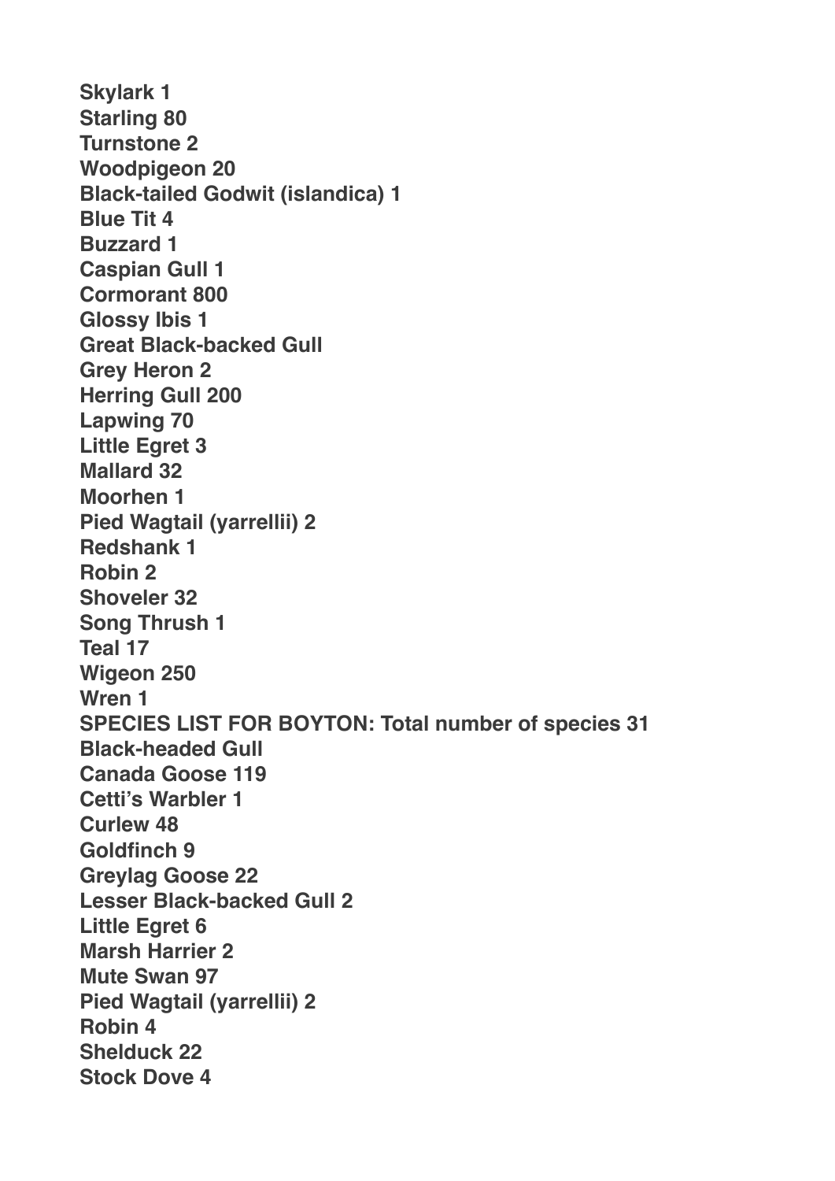**Skylark 1**
**Starling 80**
**Turnstone 2**
**Woodpigeon 20**
**Black-tailed Godwit (islandica) 1**
**Blue Tit 4**
**Buzzard 1**
**Caspian Gull 1**
**Cormorant 800**
**Glossy Ibis 1**
**Great Black-backed Gull**
**Grey Heron 2**
**Herring Gull 200**
**Lapwing 70**
**Little Egret 3**
**Mallard 32**
**Moorhen 1**
**Pied Wagtail (yarrellii) 2**
**Redshank 1**
**Robin 2**
**Shoveler 32**
**Song Thrush 1**
**Teal 17**
**Wigeon 250**
**Wren 1**

**SPECIES LIST FOR BOYTON: Total number of species 31**

**Black-headed Gull**
**Canada Goose 119**
**Cetti's Warbler 1**
**Curlew 48**
**Goldfinch 9**
**Greylag Goose 22**
**Lesser Black-backed Gull 2**
**Little Egret 6**
**Marsh Harrier 2**
**Mute Swan 97**
**Pied Wagtail (yarrellii) 2**
**Robin 4**
**Shelduck 22**
**Stock Dove 4**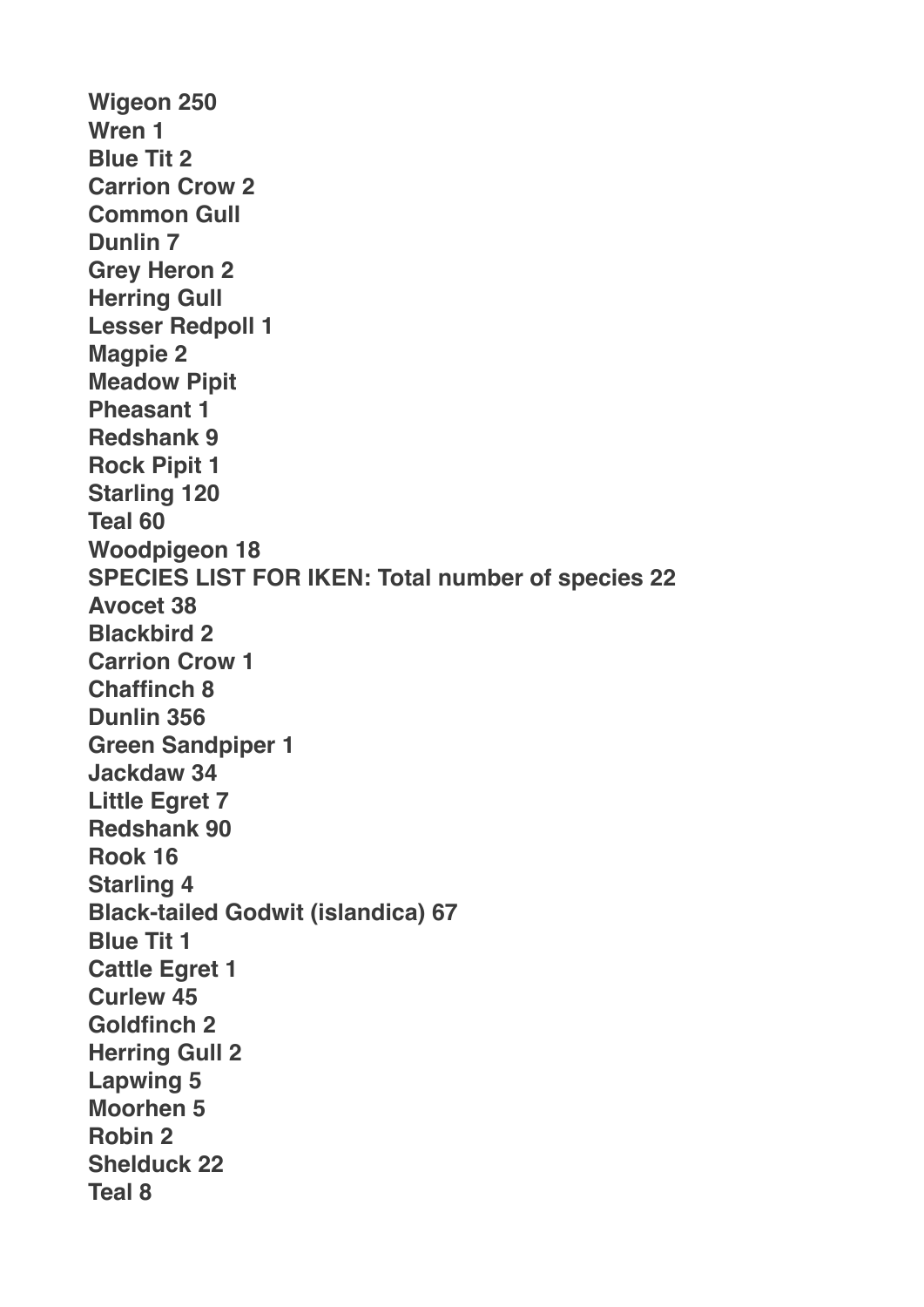**Wigeon 250**
**Wren 1**
**Blue Tit 2**
**Carrion Crow 2**
**Common Gull**
**Dunlin 7**
**Grey Heron 2**
**Herring Gull**
**Lesser Redpoll 1**
**Magpie 2**
**Meadow Pipit**
**Pheasant 1**
**Redshank 9**
**Rock Pipit 1**
**Starling 120**
**Teal 60**
**Woodpigeon 18**
**SPECIES LIST FOR IKEN: Total number of species 22**
**Avocet 38**
**Blackbird 2**
**Carrion Crow 1**
**Chaffinch 8**
**Dunlin 356**
**Green Sandpiper 1**
**Jackdaw 34**
**Little Egret 7**
**Redshank 90**
**Rook 16**
**Starling 4**
**Black-tailed Godwit (islandica) 67**
**Blue Tit 1**
**Cattle Egret 1**
**Curlew 45**
**Goldfinch 2**
**Herring Gull 2**
**Lapwing 5**
**Moorhen 5**
**Robin 2**
**Shelduck 22**
**Teal 8**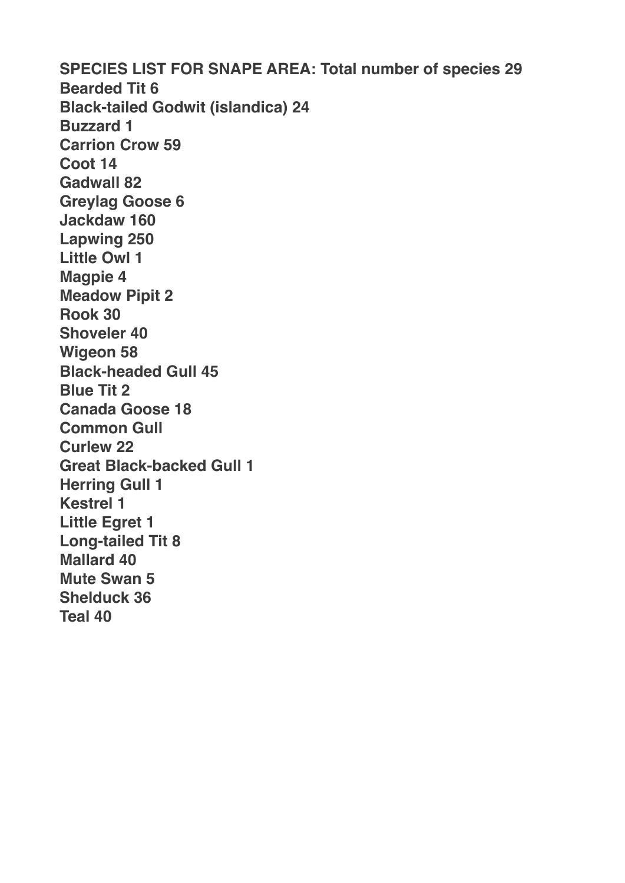**SPECIES LIST FOR SNAPE AREA: Total number of species 29**

**Bearded Tit 6**
**Black-tailed Godwit (islandica) 24**
**Buzzard 1**
**Carrion Crow 59**
**Coot 14**
**Gadwall 82**
**Greylag Goose 6**
**Jackdaw 160**
**Lapwing 250**
**Little Owl 1**
**Magpie 4**
**Meadow Pipit 2**
**Rook 30**
**Shoveler 40**
**Wigeon 58**
**Black-headed Gull 45**
**Blue Tit 2**
**Canada Goose 18**
**Common Gull**
**Curlew 22**
**Great Black-backed Gull 1**
**Herring Gull 1**
**Kestrel 1**
**Little Egret 1**
**Long-tailed Tit 8**
**Mallard 40**
**Mute Swan 5**
**Shelduck 36**
**Teal 40**